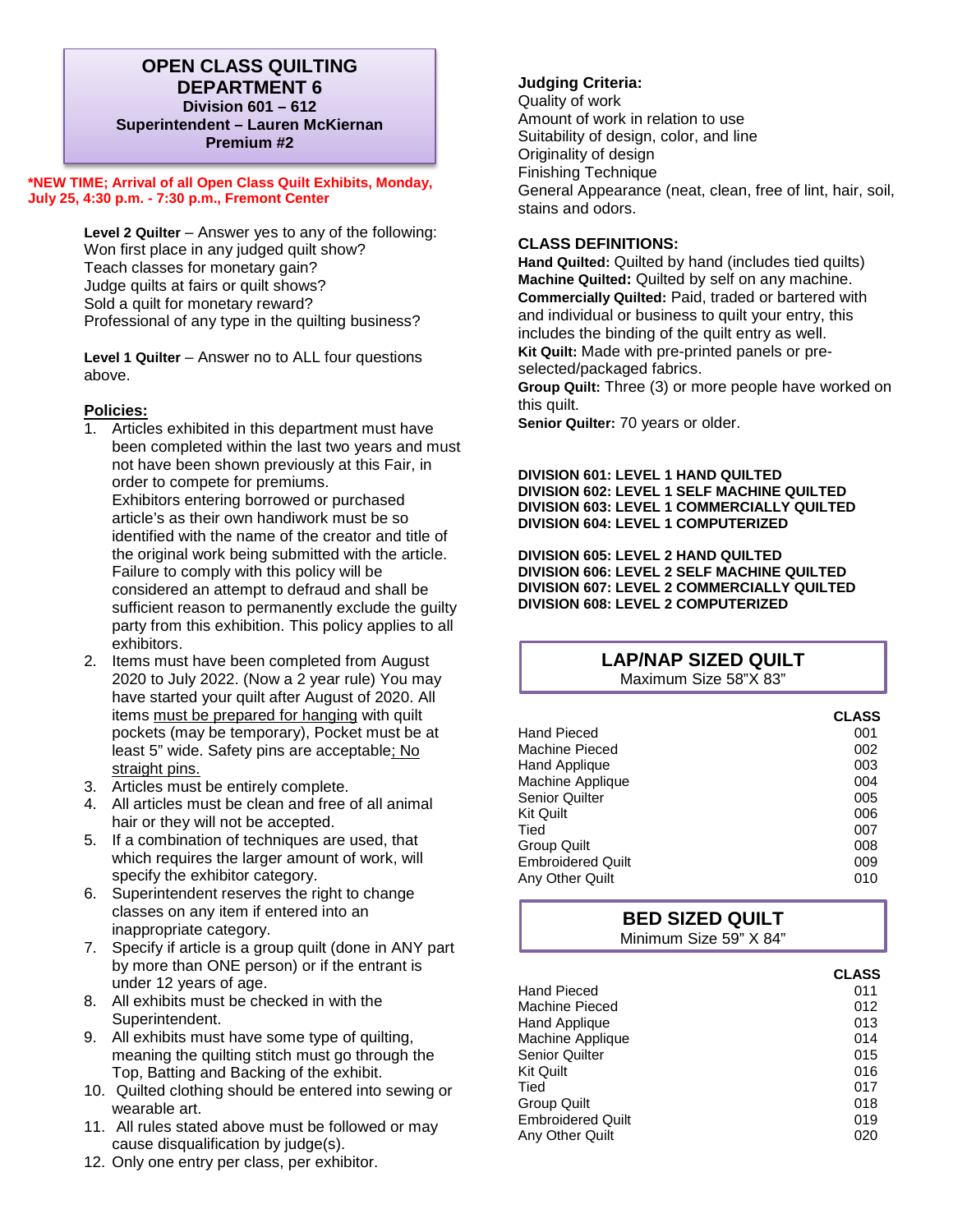# OPEN CLASS QUILTING
# DEPARTMENT 6

**Division 601 – 612**
**Superintendent – Lauren McKiernan**
**Premium #2**

**\*NEW TIME; Arrival of all Open Class Quilt Exhibits, Monday, July 25, 4:30 p.m. - 7:30 p.m., Fremont Center**

**Level 2 Quilter** – Answer yes to any of the following:
Won first place in any judged quilt show?
Teach classes for monetary gain?
Judge quilts at fairs or quilt shows?
Sold a quilt for monetary reward?
Professional of any type in the quilting business?

**Level 1 Quilter** – Answer no to ALL four questions above.

**Policies:**

1. Articles exhibited in this department must have been completed within the last two years and must not have been shown previously at this Fair, in order to compete for premiums. Exhibitors entering borrowed or purchased article's as their own handiwork must be so identified with the name of the creator and title of the original work being submitted with the article. Failure to comply with this policy will be considered an attempt to defraud and shall be sufficient reason to permanently exclude the guilty party from this exhibition. This policy applies to all exhibitors.
2. Items must have been completed from August 2020 to July 2022. (Now a 2 year rule) You may have started your quilt after August of 2020. All items must be prepared for hanging with quilt pockets (may be temporary), Pocket must be at least 5" wide. Safety pins are acceptable; No straight pins.
3. Articles must be entirely complete.
4. All articles must be clean and free of all animal hair or they will not be accepted.
5. If a combination of techniques are used, that which requires the larger amount of work, will specify the exhibitor category.
6. Superintendent reserves the right to change classes on any item if entered into an inappropriate category.
7. Specify if article is a group quilt (done in ANY part by more than ONE person) or if the entrant is under 12 years of age.
8. All exhibits must be checked in with the Superintendent.
9. All exhibits must have some type of quilting, meaning the quilting stitch must go through the Top, Batting and Backing of the exhibit.
10. Quilted clothing should be entered into sewing or wearable art.
11. All rules stated above must be followed or may cause disqualification by judge(s).
12. Only one entry per class, per exhibitor.

**Judging Criteria:**
Quality of work
Amount of work in relation to use
Suitability of design, color, and line
Originality of design
Finishing Technique
General Appearance (neat, clean, free of lint, hair, soil, stains and odors.

**CLASS DEFINITIONS:**
**Hand Quilted:** Quilted by hand (includes tied quilts)
**Machine Quilted:** Quilted by self on any machine.
**Commercially Quilted:** Paid, traded or bartered with and individual or business to quilt your entry, this includes the binding of the quilt entry as well.
**Kit Quilt:** Made with pre-printed panels or pre-selected/packaged fabrics.
**Group Quilt:** Three (3) or more people have worked on this quilt.
**Senior Quilter:** 70 years or older.

**DIVISION 601: LEVEL 1 HAND QUILTED**
**DIVISION 602: LEVEL 1 SELF MACHINE QUILTED**
**DIVISION 603: LEVEL 1 COMMERCIALLY QUILTED**
**DIVISION 604: LEVEL 1 COMPUTERIZED**

**DIVISION 605: LEVEL 2 HAND QUILTED**
**DIVISION 606: LEVEL 2 SELF MACHINE QUILTED**
**DIVISION 607: LEVEL 2 COMMERCIALLY QUILTED**
**DIVISION 608: LEVEL 2 COMPUTERIZED**

## LAP/NAP SIZED QUILT

Maximum Size 58"X 83"

| | CLASS |
|---|---|
| Hand Pieced | 001 |
| Machine Pieced | 002 |
| Hand Applique | 003 |
| Machine Applique | 004 |
| Senior Quilter | 005 |
| Kit Quilt | 006 |
| Tied | 007 |
| Group Quilt | 008 |
| Embroidered Quilt | 009 |
| Any Other Quilt | 010 |

## BED SIZED QUILT

Minimum Size 59" X 84"

| | CLASS |
|---|---|
| Hand Pieced | 011 |
| Machine Pieced | 012 |
| Hand Applique | 013 |
| Machine Applique | 014 |
| Senior Quilter | 015 |
| Kit Quilt | 016 |
| Tied | 017 |
| Group Quilt | 018 |
| Embroidered Quilt | 019 |
| Any Other Quilt | 020 |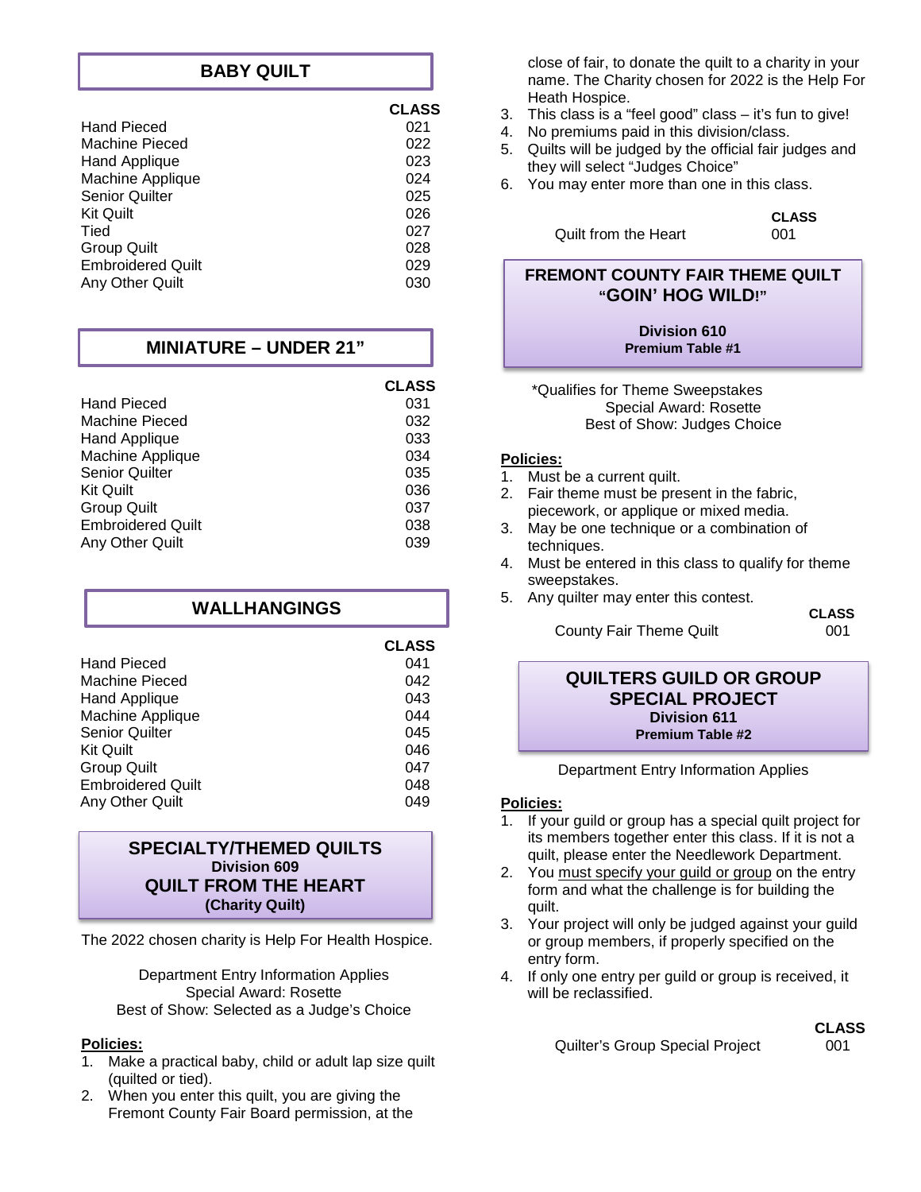## BABY QUILT

| | CLASS |
|---|---|
| Hand Pieced | 021 |
| Machine Pieced | 022 |
| Hand Applique | 023 |
| Machine Applique | 024 |
| Senior Quilter | 025 |
| Kit Quilt | 026 |
| Tied | 027 |
| Group Quilt | 028 |
| Embroidered Quilt | 029 |
| Any Other Quilt | 030 |

## MINIATURE – UNDER 21"

| | CLASS |
|---|---|
| Hand Pieced | 031 |
| Machine Pieced | 032 |
| Hand Applique | 033 |
| Machine Applique | 034 |
| Senior Quilter | 035 |
| Kit Quilt | 036 |
| Group Quilt | 037 |
| Embroidered Quilt | 038 |
| Any Other Quilt | 039 |

## WALLHANGINGS

| | CLASS |
|---|---|
| Hand Pieced | 041 |
| Machine Pieced | 042 |
| Hand Applique | 043 |
| Machine Applique | 044 |
| Senior Quilter | 045 |
| Kit Quilt | 046 |
| Group Quilt | 047 |
| Embroidered Quilt | 048 |
| Any Other Quilt | 049 |

## SPECIALTY/THEMED QUILTS
**Division 609**
## QUILT FROM THE HEART
**(Charity Quilt)**

The 2022 chosen charity is Help For Health Hospice.

Department Entry Information Applies
Special Award: Rosette
Best of Show: Selected as a Judge's Choice

**Policies:**

1. Make a practical baby, child or adult lap size quilt (quilted or tied).
2. When you enter this quilt, you are giving the Fremont County Fair Board permission, at the close of fair, to donate the quilt to a charity in your name. The Charity chosen for 2022 is the Help For Heath Hospice.
3. This class is a "feel good" class – it's fun to give!
4. No premiums paid in this division/class.
5. Quilts will be judged by the official fair judges and they will select "Judges Choice"
6. You may enter more than one in this class.

| | CLASS |
|---|---|
| Quilt from the Heart | 001 |

## FREMONT COUNTY FAIR THEME QUILT "GOIN' HOG WILD!"
**Division 610**
**Premium Table #1**

*Qualifies for Theme Sweepstakes
Special Award: Rosette
Best of Show: Judges Choice

**Policies:**

1. Must be a current quilt.
2. Fair theme must be present in the fabric, piecework, or applique or mixed media.
3. May be one technique or a combination of techniques.
4. Must be entered in this class to qualify for theme sweepstakes.
5. Any quilter may enter this contest.

| | CLASS |
|---|---|
| County Fair Theme Quilt | 001 |

## QUILTERS GUILD OR GROUP SPECIAL PROJECT
**Division 611**
**Premium Table #2**

Department Entry Information Applies

**Policies:**

1. If your guild or group has a special quilt project for its members together enter this class. If it is not a quilt, please enter the Needlework Department.
2. You must specify your guild or group on the entry form and what the challenge is for building the quilt.
3. Your project will only be judged against your guild or group members, if properly specified on the entry form.
4. If only one entry per guild or group is received, it will be reclassified.

| | CLASS |
|---|---|
| Quilter's Group Special Project | 001 |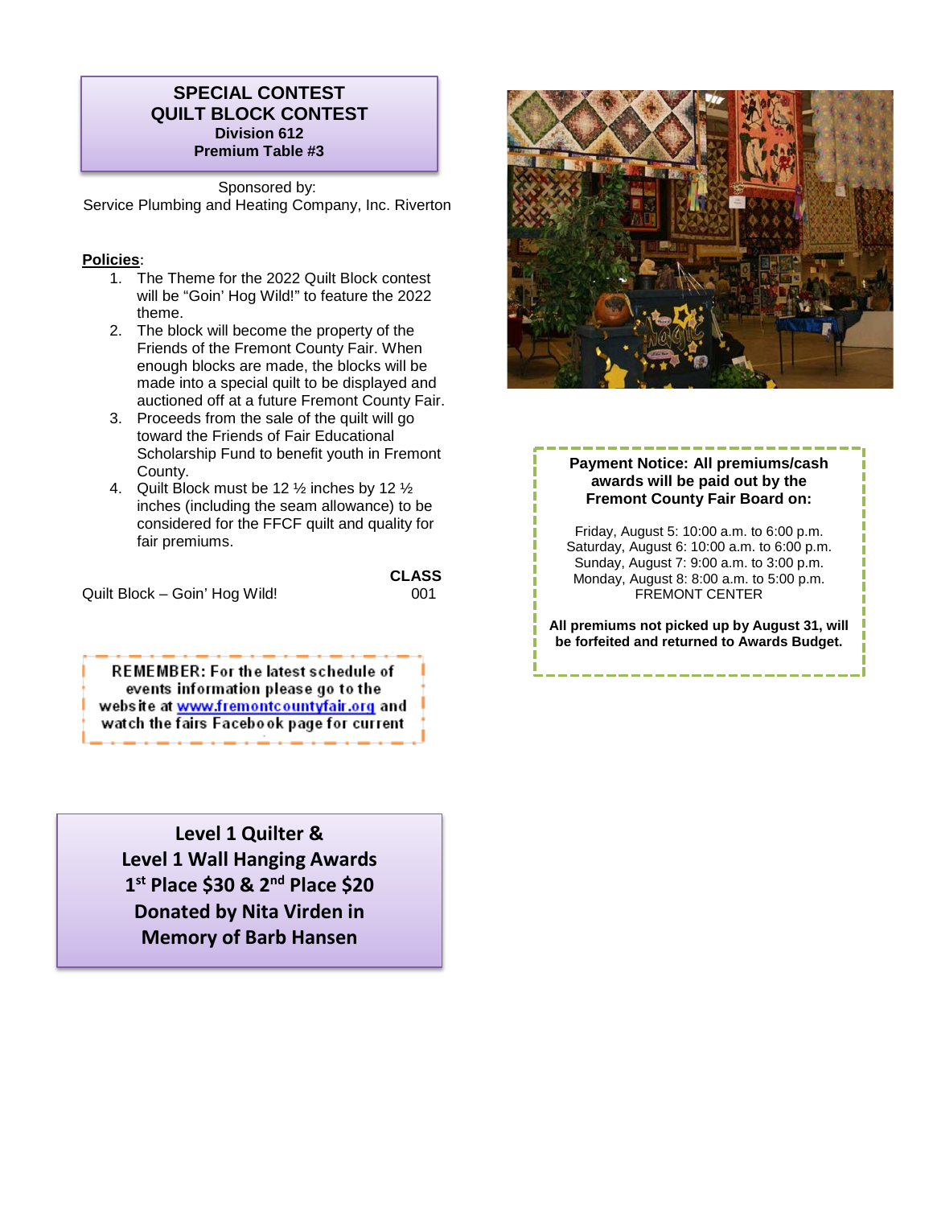## SPECIAL CONTEST
## QUILT BLOCK CONTEST
**Division 612**
**Premium Table #3**

Sponsored by:
Service Plumbing and Heating Company, Inc. Riverton

**Policies**:

1. The Theme for the 2022 Quilt Block contest will be “Goin' Hog Wild!” to feature the 2022 theme.
2. The block will become the property of the Friends of the Fremont County Fair. When enough blocks are made, the blocks will be made into a special quilt to be displayed and auctioned off at a future Fremont County Fair.
3. Proceeds from the sale of the quilt will go toward the Friends of Fair Educational Scholarship Fund to benefit youth in Fremont County.
4. Quilt Block must be 12 ½ inches by 12 ½ inches (including the seam allowance) to be considered for the FFCF quilt and quality for fair premiums.

| | **CLASS** |
|---|---|
| Quilt Block – Goin' Hog Wild! | 001 |

REMEMBER: For the latest schedule of events information please go to the website at www.fremontcountyfair.org and watch the fairs Facebook page for current

**Level 1 Quilter &**
**Level 1 Wall Hanging Awards**
**1st Place $30 & 2nd Place $20**
**Donated by Nita Virden in Memory of Barb Hansen**

**Payment Notice: All premiums/cash awards will be paid out by the Fremont County Fair Board on:**

Friday, August 5: 10:00 a.m. to 6:00 p.m.
Saturday, August 6: 10:00 a.m. to 6:00 p.m.
Sunday, August 7: 9:00 a.m. to 3:00 p.m.
Monday, August 8: 8:00 a.m. to 5:00 p.m.
FREMONT CENTER

**All premiums not picked up by August 31, will be forfeited and returned to Awards Budget.**